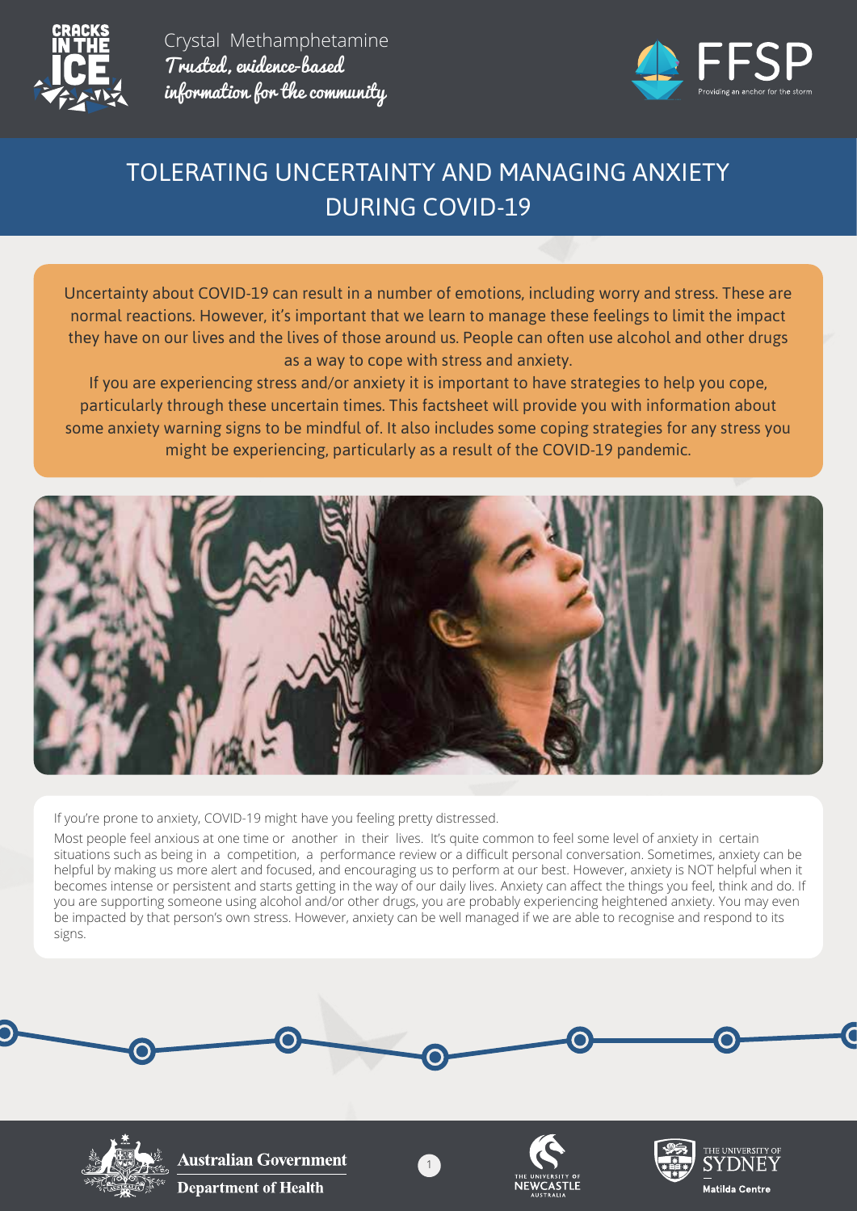Crystal Methamphetamine
*Trusted, evidence-based information for the community*

# TOLERATING UNCERTAINTY AND MANAGING ANXIETY DURING COVID-19

Uncertainty about COVID-19 can result in a number of emotions, including worry and stress. These are normal reactions. However, it's important that we learn to manage these feelings to limit the impact they have on our lives and the lives of those around us. People can often use alcohol and other drugs as a way to cope with stress and anxiety.

If you are experiencing stress and/or anxiety it is important to have strategies to help you cope, particularly through these uncertain times. This factsheet will provide you with information about some anxiety warning signs to be mindful of. It also includes some coping strategies for any stress you might be experiencing, particularly as a result of the COVID-19 pandemic.

If you're prone to anxiety, COVID-19 might have you feeling pretty distressed.

Most people feel anxious at one time or another in their lives. It's quite common to feel some level of anxiety in certain situations such as being in a competition, a performance review or a difficult personal conversation. Sometimes, anxiety can be helpful by making us more alert and focused, and encouraging us to perform at our best. However, anxiety is NOT helpful when it becomes intense or persistent and starts getting in the way of our daily lives. Anxiety can affect the things you feel, think and do. If you are supporting someone using alcohol and/or other drugs, you are probably experiencing heightened anxiety. You may even be impacted by that person's own stress. However, anxiety can be well managed if we are able to recognise and respond to its signs.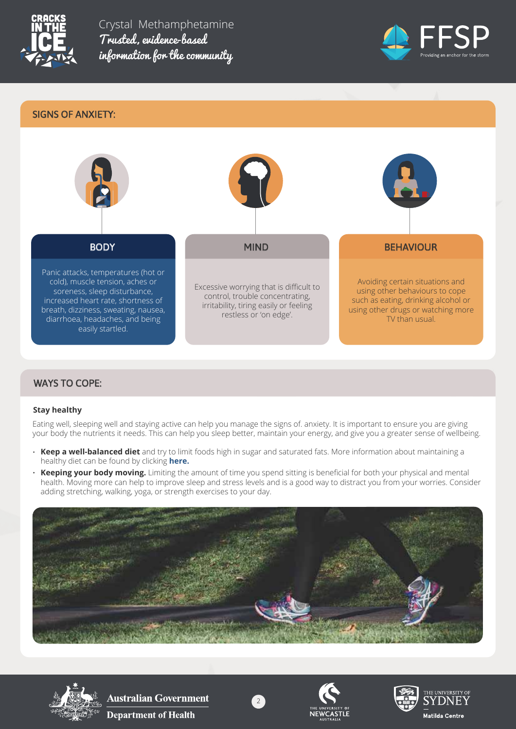## SIGNS OF ANXIETY:

### BODY

Panic attacks, temperatures (hot or cold), muscle tension, aches or soreness, sleep disturbance, increased heart rate, shortness of breath, dizziness, sweating, nausea, diarrhoea, headaches, and being easily startled.

### MIND

Excessive worrying that is difficult to control, trouble concentrating, irritability, tiring easily or feeling restless or 'on edge'.

### BEHAVIOUR

Avoiding certain situations and using other behaviours to cope such as eating, drinking alcohol or using other drugs or watching more TV than usual.

## WAYS TO COPE:

**Stay healthy**

Eating well, sleeping well and staying active can help you manage the signs of. anxiety. It is important to ensure you are giving your body the nutrients it needs. This can help you sleep better, maintain your energy, and give you a greater sense of wellbeing.

- **Keep a well-balanced diet** and try to limit foods high in sugar and saturated fats. More information about maintaining a healthy diet can be found by clicking **here.**
- **Keeping your body moving.** Limiting the amount of time you spend sitting is beneficial for both your physical and mental health. Moving more can help to improve sleep and stress levels and is a good way to distract you from your worries. Consider adding stretching, walking, yoga, or strength exercises to your day.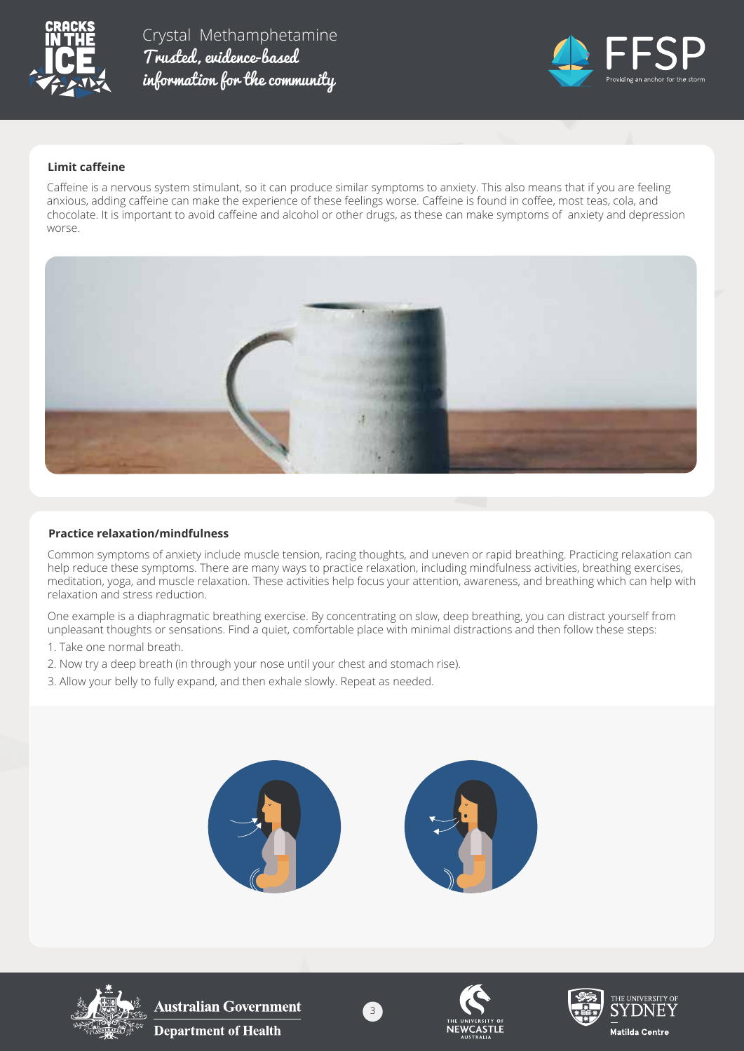### Limit caffeine

Caffeine is a nervous system stimulant, so it can produce similar symptoms to anxiety. This also means that if you are feeling anxious, adding caffeine can make the experience of these feelings worse. Caffeine is found in coffee, most teas, cola, and chocolate. It is important to avoid caffeine and alcohol or other drugs, as these can make symptoms of anxiety and depression worse.

### Practice relaxation/mindfulness

Common symptoms of anxiety include muscle tension, racing thoughts, and uneven or rapid breathing. Practicing relaxation can help reduce these symptoms. There are many ways to practice relaxation, including mindfulness activities, breathing exercises, meditation, yoga, and muscle relaxation. These activities help focus your attention, awareness, and breathing which can help with relaxation and stress reduction.

One example is a diaphragmatic breathing exercise. By concentrating on slow, deep breathing, you can distract yourself from unpleasant thoughts or sensations. Find a quiet, comfortable place with minimal distractions and then follow these steps:

1. Take one normal breath.
2. Now try a deep breath (in through your nose until your chest and stomach rise).
3. Allow your belly to fully expand, and then exhale slowly. Repeat as needed.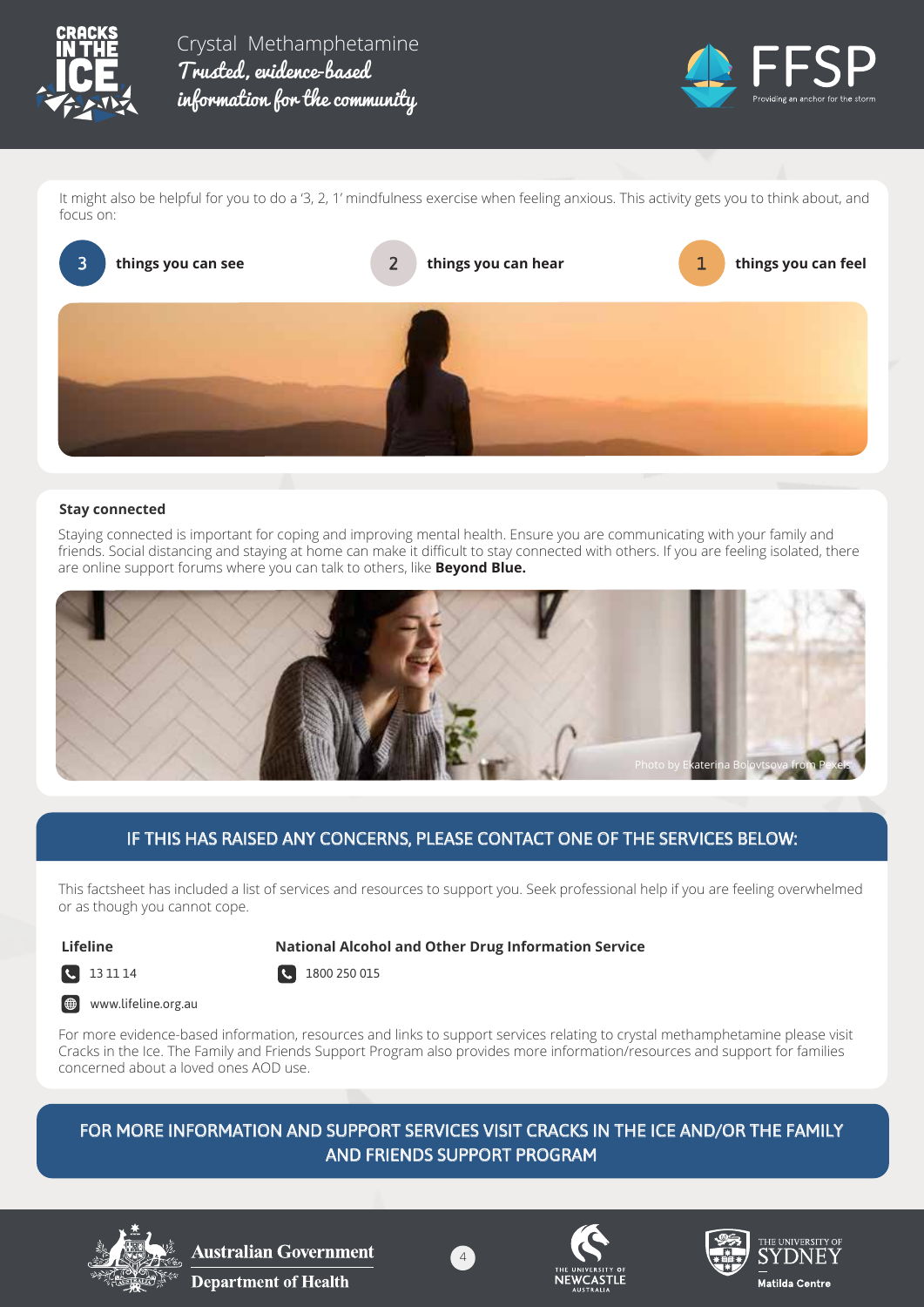It might also be helpful for you to do a '3, 2, 1' mindfulness exercise when feeling anxious. This activity gets you to think about, and focus on:

3 **things you can see**

2 **things you can hear**

1 **things you can feel**

### Stay connected

Staying connected is important for coping and improving mental health. Ensure you are communicating with your family and friends. Social distancing and staying at home can make it difficult to stay connected with others. If you are feeling isolated, there are online support forums where you can talk to others, like **Beyond Blue.**

Photo by Ekaterina Bolovtsova from Pexels

## IF THIS HAS RAISED ANY CONCERNS, PLEASE CONTACT ONE OF THE SERVICES BELOW:

This factsheet has included a list of services and resources to support you. Seek professional help if you are feeling overwhelmed or as though you cannot cope.

**Lifeline**

13 11 14

www.lifeline.org.au

**National Alcohol and Other Drug Information Service**

1800 250 015

For more evidence-based information, resources and links to support services relating to crystal methamphetamine please visit Cracks in the Ice. The Family and Friends Support Program also provides more information/resources and support for families concerned about a loved ones AOD use.

## FOR MORE INFORMATION AND SUPPORT SERVICES VISIT CRACKS IN THE ICE AND/OR THE FAMILY AND FRIENDS SUPPORT PROGRAM